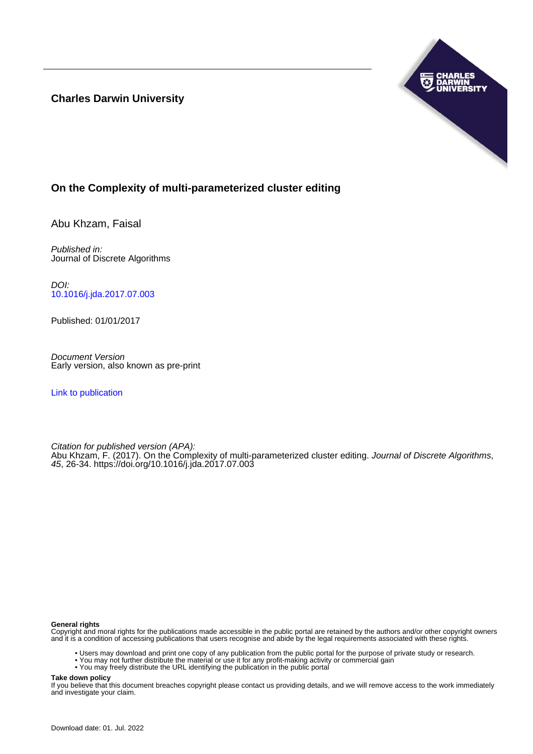**Charles Darwin University**

## On the Complexity of multi-parameterized cluster editing

Abu Khzam, Faisal

*Published in:*
Journal of Discrete Algorithms

*DOI:*
[10.1016/j.jda.2017.07.003](https://doi.org/10.1016/j.jda.2017.07.003)

Published: 01/01/2017

*Document Version*
Early version, also known as pre-print

Link to publication

*Citation for published version (APA):*
Abu Khzam, F. (2017). On the Complexity of multi-parameterized cluster editing. *Journal of Discrete Algorithms*, *45*, 26-34. https://doi.org/10.1016/j.jda.2017.07.003

**General rights**
Copyright and moral rights for the publications made accessible in the public portal are retained by the authors and/or other copyright owners and it is a condition of accessing publications that users recognise and abide by the legal requirements associated with these rights.

- Users may download and print one copy of any publication from the public portal for the purpose of private study or research.
- You may not further distribute the material or use it for any profit-making activity or commercial gain
- You may freely distribute the URL identifying the publication in the public portal

**Take down policy**
If you believe that this document breaches copyright please contact us providing details, and we will remove access to the work immediately and investigate your claim.

Download date: 01. Jul. 2022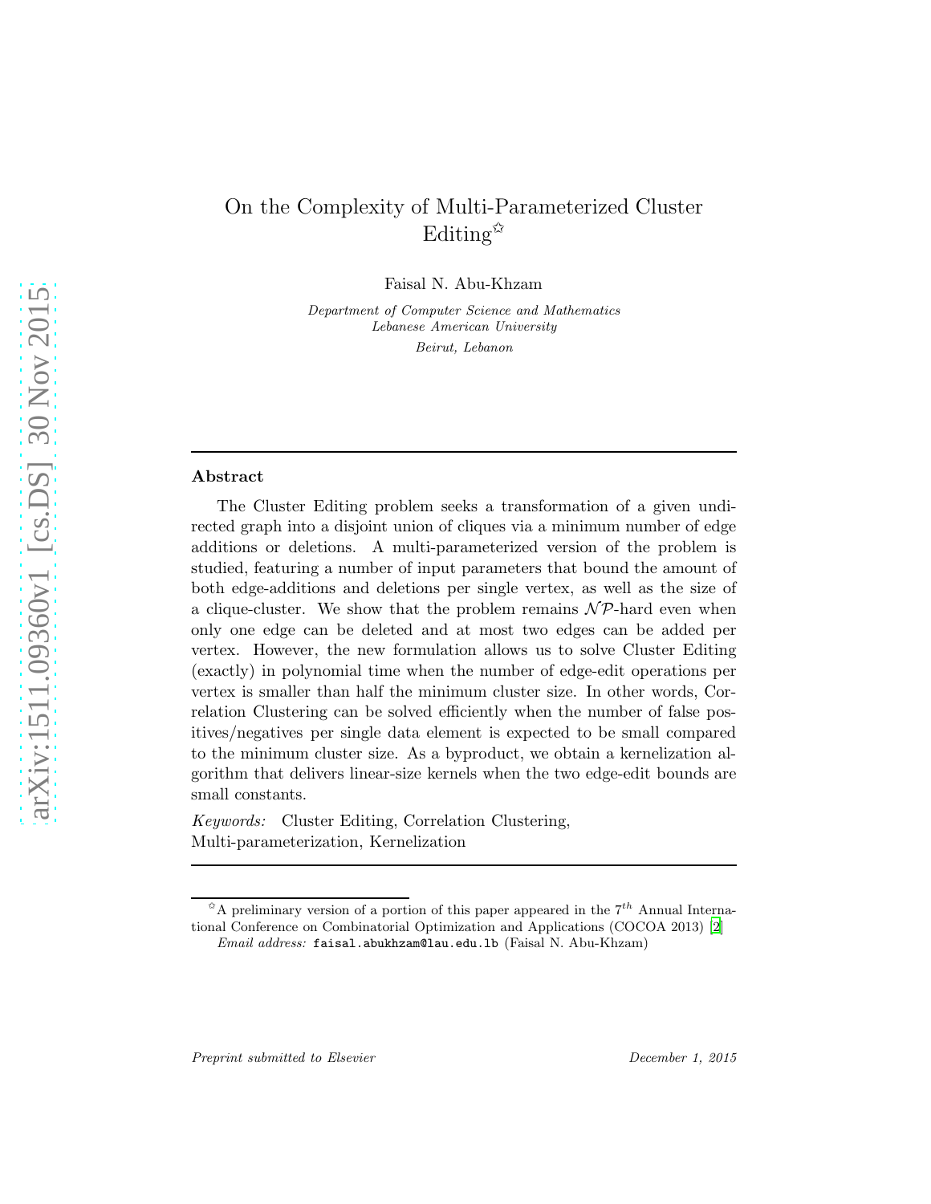# On the Complexity of Multi-Parameterized Cluster Editing[✩]

Faisal N. Abu-Khzam

*Department of Computer Science and Mathematics*
*Lebanese American University*
*Beirut, Lebanon*

---

## Abstract

The Cluster Editing problem seeks a transformation of a given undirected graph into a disjoint union of cliques via a minimum number of edge additions or deletions. A multi-parameterized version of the problem is studied, featuring a number of input parameters that bound the amount of both edge-additions and deletions per single vertex, as well as the size of a clique-cluster. We show that the problem remains $\mathcal{NP}$-hard even when only one edge can be deleted and at most two edges can be added per vertex. However, the new formulation allows us to solve Cluster Editing (exactly) in polynomial time when the number of edge-edit operations per vertex is smaller than half the minimum cluster size. In other words, Correlation Clustering can be solved efficiently when the number of false positives/negatives per single data element is expected to be small compared to the minimum cluster size. As a byproduct, we obtain a kernelization algorithm that delivers linear-size kernels when the two edge-edit bounds are small constants.

*Keywords:* Cluster Editing, Correlation Clustering, Multi-parameterization, Kernelization

---

[✩] A preliminary version of a portion of this paper appeared in the $7^{th}$ Annual International Conference on Combinatorial Optimization and Applications (COCOA 2013) [2]

*Email address:* `faisal.abukhzam@lau.edu.lb` (Faisal N. Abu-Khzam)

*Preprint submitted to Elsevier* — *December 1, 2015*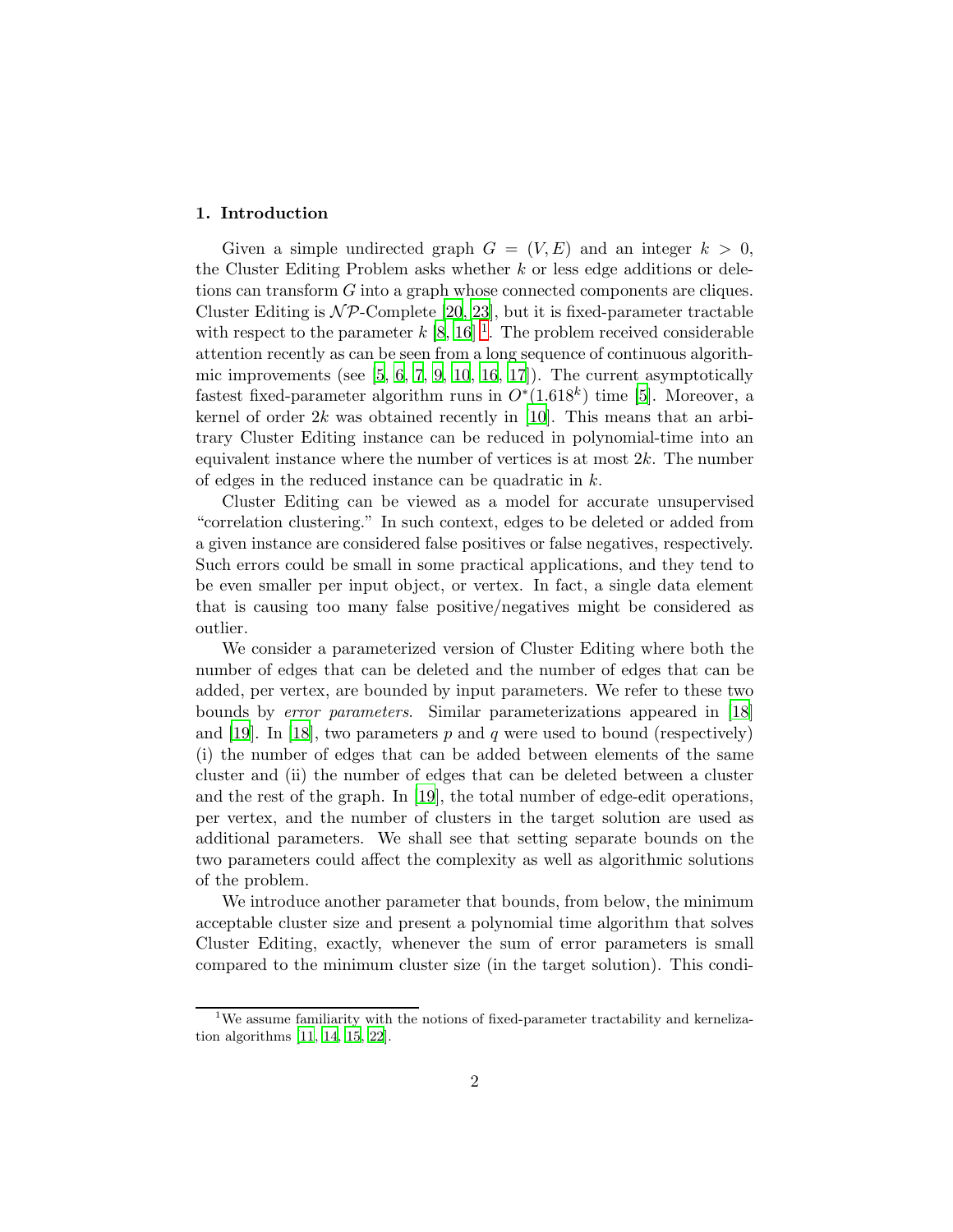## 1. Introduction

Given a simple undirected graph $G = (V, E)$ and an integer $k > 0$, the Cluster Editing Problem asks whether $k$ or less edge additions or deletions can transform $G$ into a graph whose connected components are cliques. Cluster Editing is $\mathcal{NP}$-Complete [20, 23], but it is fixed-parameter tractable with respect to the parameter $k$ [8, 16] [1]. The problem received considerable attention recently as can be seen from a long sequence of continuous algorithmic improvements (see [5, 6, 7, 9, 10, 16, 17]). The current asymptotically fastest fixed-parameter algorithm runs in $O^*(1.618^k)$ time [5]. Moreover, a kernel of order $2k$ was obtained recently in [10]. This means that an arbitrary Cluster Editing instance can be reduced in polynomial-time into an equivalent instance where the number of vertices is at most $2k$. The number of edges in the reduced instance can be quadratic in $k$.

Cluster Editing can be viewed as a model for accurate unsupervised "correlation clustering." In such context, edges to be deleted or added from a given instance are considered false positives or false negatives, respectively. Such errors could be small in some practical applications, and they tend to be even smaller per input object, or vertex. In fact, a single data element that is causing too many false positive/negatives might be considered as outlier.

We consider a parameterized version of Cluster Editing where both the number of edges that can be deleted and the number of edges that can be added, per vertex, are bounded by input parameters. We refer to these two bounds by *error parameters*. Similar parameterizations appeared in [18] and [19]. In [18], two parameters $p$ and $q$ were used to bound (respectively) (i) the number of edges that can be added between elements of the same cluster and (ii) the number of edges that can be deleted between a cluster and the rest of the graph. In [19], the total number of edge-edit operations, per vertex, and the number of clusters in the target solution are used as additional parameters. We shall see that setting separate bounds on the two parameters could affect the complexity as well as algorithmic solutions of the problem.

We introduce another parameter that bounds, from below, the minimum acceptable cluster size and present a polynomial time algorithm that solves Cluster Editing, exactly, whenever the sum of error parameters is small compared to the minimum cluster size (in the target solution). This condi-

[1] We assume familiarity with the notions of fixed-parameter tractability and kernelization algorithms [11, 14, 15, 22].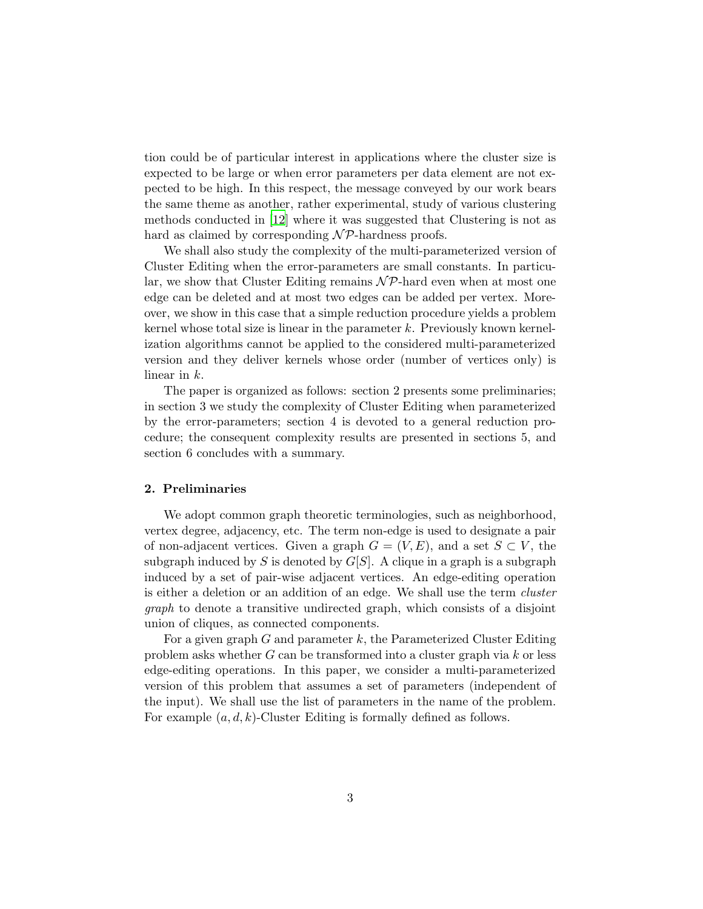tion could be of particular interest in applications where the cluster size is expected to be large or when error parameters per data element are not expected to be high. In this respect, the message conveyed by our work bears the same theme as another, rather experimental, study of various clustering methods conducted in [12] where it was suggested that Clustering is not as hard as claimed by corresponding $\mathcal{NP}$-hardness proofs.

We shall also study the complexity of the multi-parameterized version of Cluster Editing when the error-parameters are small constants. In particular, we show that Cluster Editing remains $\mathcal{NP}$-hard even when at most one edge can be deleted and at most two edges can be added per vertex. Moreover, we show in this case that a simple reduction procedure yields a problem kernel whose total size is linear in the parameter $k$. Previously known kernelization algorithms cannot be applied to the considered multi-parameterized version and they deliver kernels whose order (number of vertices only) is linear in $k$.

The paper is organized as follows: section 2 presents some preliminaries; in section 3 we study the complexity of Cluster Editing when parameterized by the error-parameters; section 4 is devoted to a general reduction procedure; the consequent complexity results are presented in sections 5, and section 6 concludes with a summary.

## 2. Preliminaries

We adopt common graph theoretic terminologies, such as neighborhood, vertex degree, adjacency, etc. The term non-edge is used to designate a pair of non-adjacent vertices. Given a graph $G = (V, E)$, and a set $S \subset V$, the subgraph induced by $S$ is denoted by $G[S]$. A clique in a graph is a subgraph induced by a set of pair-wise adjacent vertices. An edge-editing operation is either a deletion or an addition of an edge. We shall use the term *cluster graph* to denote a transitive undirected graph, which consists of a disjoint union of cliques, as connected components.

For a given graph $G$ and parameter $k$, the Parameterized Cluster Editing problem asks whether $G$ can be transformed into a cluster graph via $k$ or less edge-editing operations. In this paper, we consider a multi-parameterized version of this problem that assumes a set of parameters (independent of the input). We shall use the list of parameters in the name of the problem. For example $(a, d, k)$-Cluster Editing is formally defined as follows.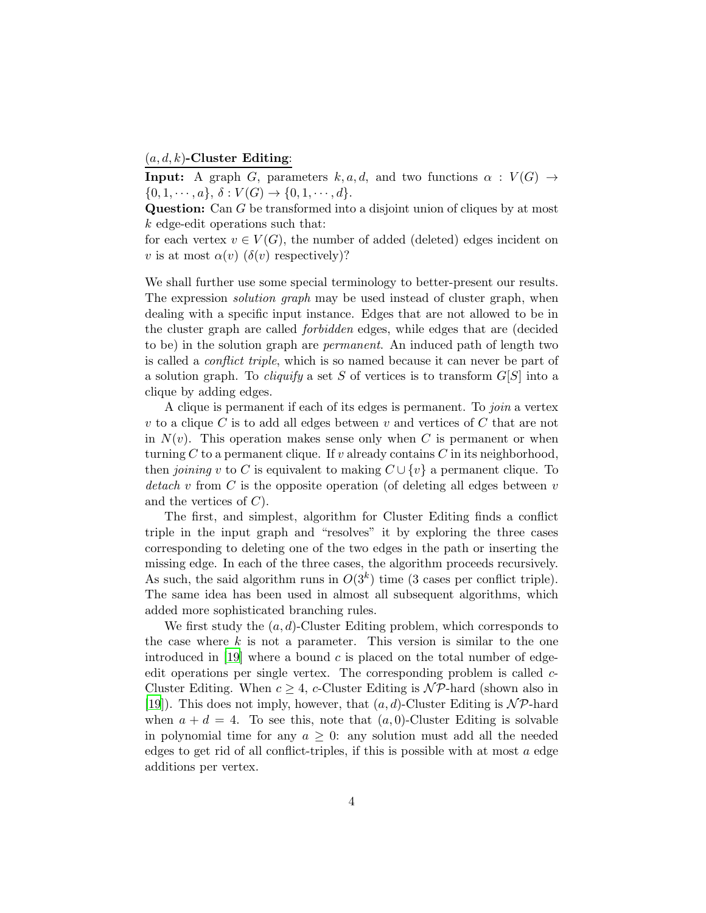**$(a, d, k)$-Cluster Editing**:

**Input:** A graph $G$, parameters $k, a, d$, and two functions $\alpha : V(G) \to \{0, 1, \cdots, a\}$, $\delta : V(G) \to \{0, 1, \cdots, d\}$.

**Question:** Can $G$ be transformed into a disjoint union of cliques by at most $k$ edge-edit operations such that:
for each vertex $v \in V(G)$, the number of added (deleted) edges incident on $v$ is at most $\alpha(v)$ ($\delta(v)$ respectively)?

We shall further use some special terminology to better-present our results. The expression *solution graph* may be used instead of cluster graph, when dealing with a specific input instance. Edges that are not allowed to be in the cluster graph are called *forbidden* edges, while edges that are (decided to be) in the solution graph are *permanent*. An induced path of length two is called a *conflict triple*, which is so named because it can never be part of a solution graph. To *cliquify* a set $S$ of vertices is to transform $G[S]$ into a clique by adding edges.

A clique is permanent if each of its edges is permanent. To *join* a vertex $v$ to a clique $C$ is to add all edges between $v$ and vertices of $C$ that are not in $N(v)$. This operation makes sense only when $C$ is permanent or when turning $C$ to a permanent clique. If $v$ already contains $C$ in its neighborhood, then *joining* $v$ to $C$ is equivalent to making $C \cup \{v\}$ a permanent clique. To *detach* $v$ from $C$ is the opposite operation (of deleting all edges between $v$ and the vertices of $C$).

The first, and simplest, algorithm for Cluster Editing finds a conflict triple in the input graph and "resolves" it by exploring the three cases corresponding to deleting one of the two edges in the path or inserting the missing edge. In each of the three cases, the algorithm proceeds recursively. As such, the said algorithm runs in $O(3^k)$ time (3 cases per conflict triple). The same idea has been used in almost all subsequent algorithms, which added more sophisticated branching rules.

We first study the $(a, d)$-Cluster Editing problem, which corresponds to the case where $k$ is not a parameter. This version is similar to the one introduced in [19] where a bound $c$ is placed on the total number of edge-edit operations per single vertex. The corresponding problem is called $c$-Cluster Editing. When $c \geq 4$, $c$-Cluster Editing is $\mathcal{NP}$-hard (shown also in [19]). This does not imply, however, that $(a, d)$-Cluster Editing is $\mathcal{NP}$-hard when $a + d = 4$. To see this, note that $(a, 0)$-Cluster Editing is solvable in polynomial time for any $a \geq 0$: any solution must add all the needed edges to get rid of all conflict-triples, if this is possible with at most $a$ edge additions per vertex.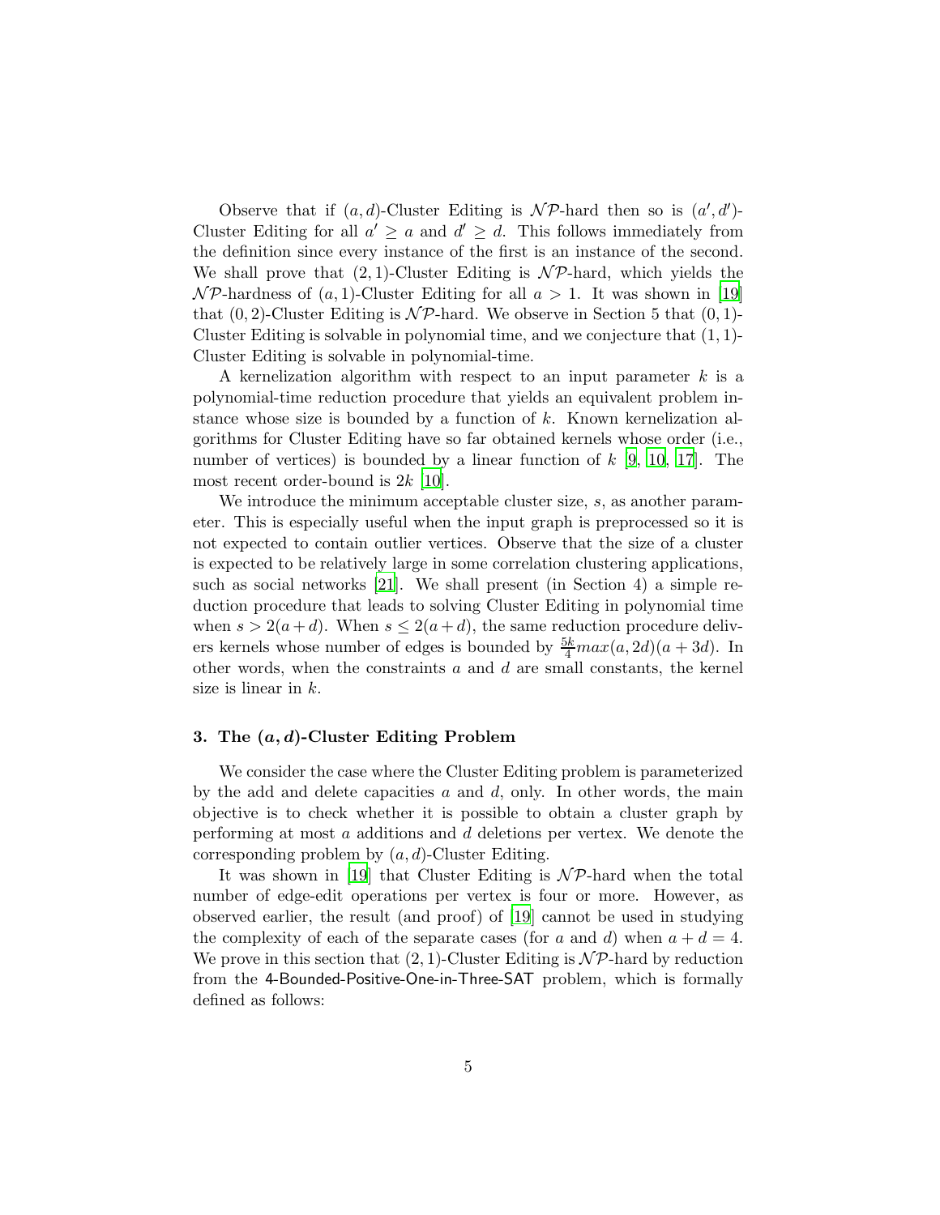Observe that if $(a, d)$-Cluster Editing is $\mathcal{NP}$-hard then so is $(a', d')$-Cluster Editing for all $a' \geq a$ and $d' \geq d$. This follows immediately from the definition since every instance of the first is an instance of the second. We shall prove that $(2, 1)$-Cluster Editing is $\mathcal{NP}$-hard, which yields the $\mathcal{NP}$-hardness of $(a, 1)$-Cluster Editing for all $a > 1$. It was shown in [19] that $(0, 2)$-Cluster Editing is $\mathcal{NP}$-hard. We observe in Section 5 that $(0, 1)$-Cluster Editing is solvable in polynomial time, and we conjecture that $(1, 1)$-Cluster Editing is solvable in polynomial-time.

A kernelization algorithm with respect to an input parameter $k$ is a polynomial-time reduction procedure that yields an equivalent problem instance whose size is bounded by a function of $k$. Known kernelization algorithms for Cluster Editing have so far obtained kernels whose order (i.e., number of vertices) is bounded by a linear function of $k$ [9, 10, 17]. The most recent order-bound is $2k$ [10].

We introduce the minimum acceptable cluster size, $s$, as another parameter. This is especially useful when the input graph is preprocessed so it is not expected to contain outlier vertices. Observe that the size of a cluster is expected to be relatively large in some correlation clustering applications, such as social networks [21]. We shall present (in Section 4) a simple reduction procedure that leads to solving Cluster Editing in polynomial time when $s > 2(a + d)$. When $s \leq 2(a + d)$, the same reduction procedure delivers kernels whose number of edges is bounded by $\frac{5k}{4} max(a, 2d)(a + 3d)$. In other words, when the constraints $a$ and $d$ are small constants, the kernel size is linear in $k$.

## 3. The $(a, d)$-Cluster Editing Problem

We consider the case where the Cluster Editing problem is parameterized by the add and delete capacities $a$ and $d$, only. In other words, the main objective is to check whether it is possible to obtain a cluster graph by performing at most $a$ additions and $d$ deletions per vertex. We denote the corresponding problem by $(a, d)$-Cluster Editing.

It was shown in [19] that Cluster Editing is $\mathcal{NP}$-hard when the total number of edge-edit operations per vertex is four or more. However, as observed earlier, the result (and proof) of [19] cannot be used in studying the complexity of each of the separate cases (for $a$ and $d$) when $a + d = 4$. We prove in this section that $(2, 1)$-Cluster Editing is $\mathcal{NP}$-hard by reduction from the 4-Bounded-Positive-One-in-Three-SAT problem, which is formally defined as follows: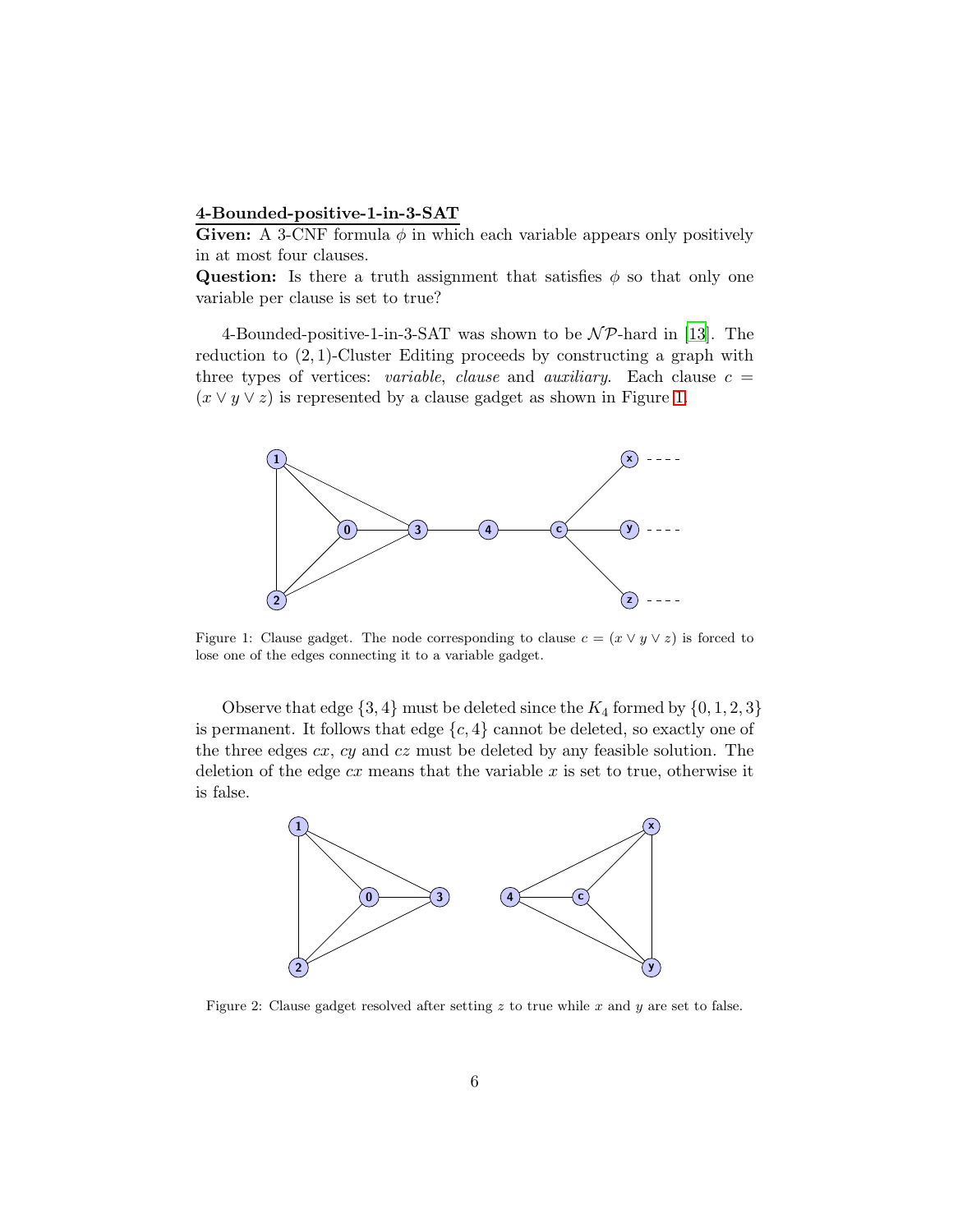**4-Bounded-positive-1-in-3-SAT**

**Given:** A 3-CNF formula $\phi$ in which each variable appears only positively in at most four clauses.

**Question:** Is there a truth assignment that satisfies $\phi$ so that only one variable per clause is set to true?

4-Bounded-positive-1-in-3-SAT was shown to be $\mathcal{NP}$-hard in [13]. The reduction to $(2,1)$-Cluster Editing proceeds by constructing a graph with three types of vertices: *variable*, *clause* and *auxiliary*. Each clause $c = (x \vee y \vee z)$ is represented by a clause gadget as shown in Figure 1.

Figure 1: Clause gadget. The node corresponding to clause $c = (x \vee y \vee z)$ is forced to lose one of the edges connecting it to a variable gadget.

Observe that edge $\{3, 4\}$ must be deleted since the $K_4$ formed by $\{0, 1, 2, 3\}$ is permanent. It follows that edge $\{c, 4\}$ cannot be deleted, so exactly one of the three edges $cx$, $cy$ and $cz$ must be deleted by any feasible solution. The deletion of the edge $cx$ means that the variable $x$ is set to true, otherwise it is false.

Figure 2: Clause gadget resolved after setting $z$ to true while $x$ and $y$ are set to false.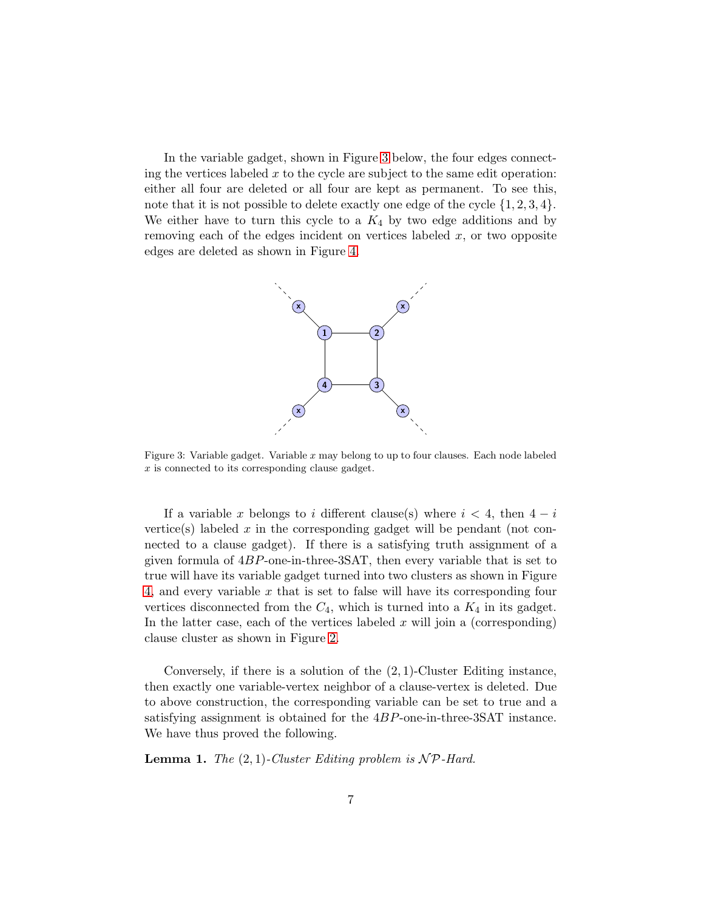In the variable gadget, shown in Figure 3 below, the four edges connecting the vertices labeled $x$ to the cycle are subject to the same edit operation: either all four are deleted or all four are kept as permanent. To see this, note that it is not possible to delete exactly one edge of the cycle $\{1, 2, 3, 4\}$. We either have to turn this cycle to a $K_4$ by two edge additions and by removing each of the edges incident on vertices labeled $x$, or two opposite edges are deleted as shown in Figure 4.

Figure 3: Variable gadget. Variable $x$ may belong to up to four clauses. Each node labeled $x$ is connected to its corresponding clause gadget.

If a variable $x$ belongs to $i$ different clause(s) where $i < 4$, then $4 - i$ vertice(s) labeled $x$ in the corresponding gadget will be pendant (not connected to a clause gadget). If there is a satisfying truth assignment of a given formula of $4BP$-one-in-three-3SAT, then every variable that is set to true will have its variable gadget turned into two clusters as shown in Figure 4, and every variable $x$ that is set to false will have its corresponding four vertices disconnected from the $C_4$, which is turned into a $K_4$ in its gadget. In the latter case, each of the vertices labeled $x$ will join a (corresponding) clause cluster as shown in Figure 2.

Conversely, if there is a solution of the $(2, 1)$-Cluster Editing instance, then exactly one variable-vertex neighbor of a clause-vertex is deleted. Due to above construction, the corresponding variable can be set to true and a satisfying assignment is obtained for the $4BP$-one-in-three-3SAT instance. We have thus proved the following.

**Lemma 1.** *The $(2, 1)$-Cluster Editing problem is $\mathcal{NP}$-Hard.*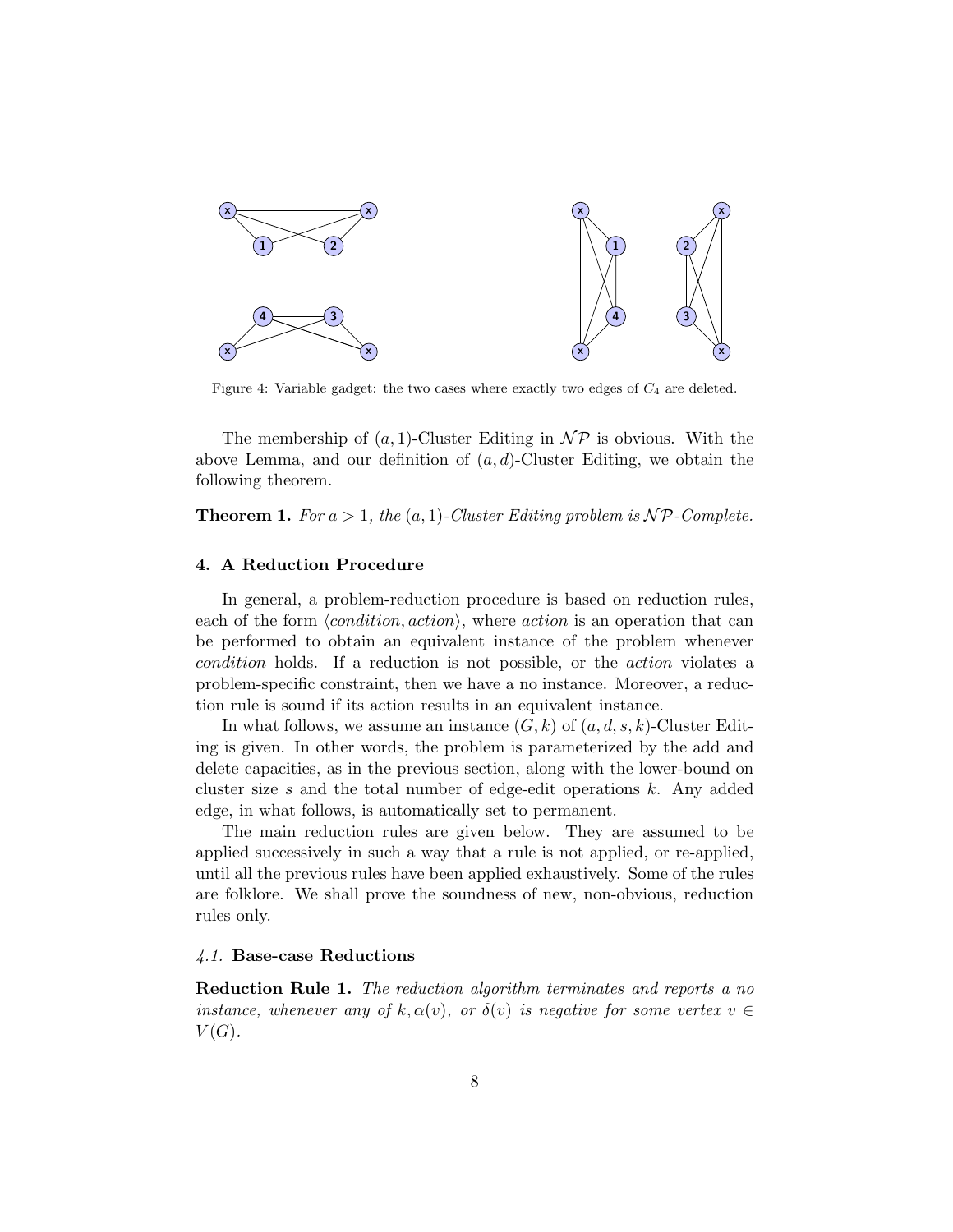Figure 4: Variable gadget: the two cases where exactly two edges of $C_4$ are deleted.

The membership of $(a, 1)$-Cluster Editing in $\mathcal{NP}$ is obvious. With the above Lemma, and our definition of $(a, d)$-Cluster Editing, we obtain the following theorem.

**Theorem 1.** *For $a > 1$, the $(a, 1)$-Cluster Editing problem is $\mathcal{NP}$-Complete.*

## 4. A Reduction Procedure

In general, a problem-reduction procedure is based on reduction rules, each of the form $\langle condition, action \rangle$, where *action* is an operation that can be performed to obtain an equivalent instance of the problem whenever *condition* holds. If a reduction is not possible, or the *action* violates a problem-specific constraint, then we have a no instance. Moreover, a reduction rule is sound if its action results in an equivalent instance.

In what follows, we assume an instance $(G, k)$ of $(a, d, s, k)$-Cluster Editing is given. In other words, the problem is parameterized by the add and delete capacities, as in the previous section, along with the lower-bound on cluster size $s$ and the total number of edge-edit operations $k$. Any added edge, in what follows, is automatically set to permanent.

The main reduction rules are given below. They are assumed to be applied successively in such a way that a rule is not applied, or re-applied, until all the previous rules have been applied exhaustively. Some of the rules are folklore. We shall prove the soundness of new, non-obvious, reduction rules only.

### 4.1. Base-case Reductions

**Reduction Rule 1.** *The reduction algorithm terminates and reports a no instance, whenever any of $k, \alpha(v)$, or $\delta(v)$ is negative for some vertex $v \in V(G)$.*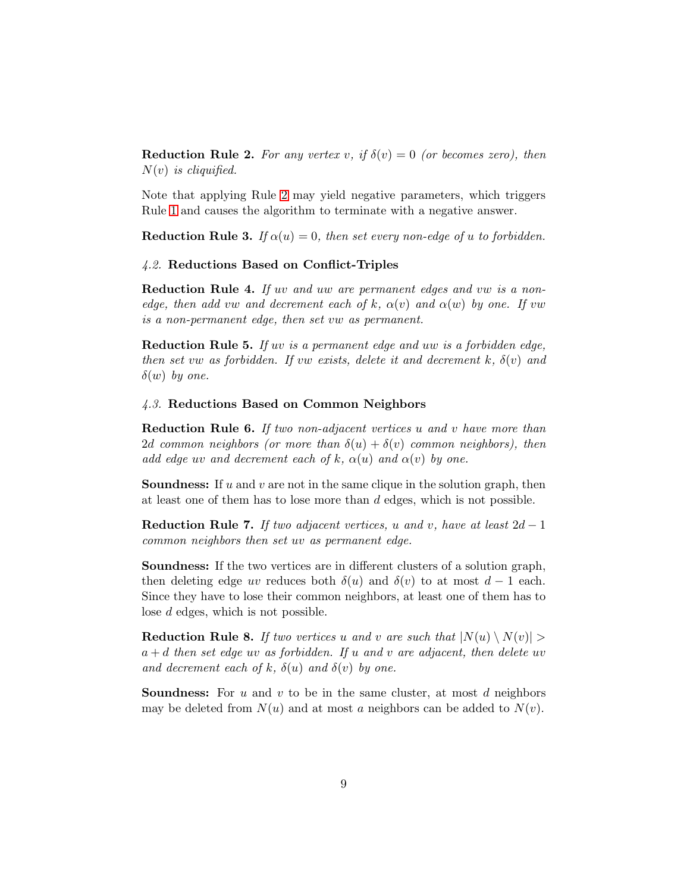**Reduction Rule 2.** *For any vertex $v$, if $\delta(v) = 0$ (or becomes zero), then $N(v)$ is cliquified.*

Note that applying Rule 2 may yield negative parameters, which triggers Rule 1 and causes the algorithm to terminate with a negative answer.

**Reduction Rule 3.** *If $\alpha(u) = 0$, then set every non-edge of $u$ to forbidden.*

### *4.2.* Reductions Based on Conflict-Triples

**Reduction Rule 4.** *If $uv$ and $uw$ are permanent edges and $vw$ is a non-edge, then add $vw$ and decrement each of $k$, $\alpha(v)$ and $\alpha(w)$ by one. If $vw$ is a non-permanent edge, then set $vw$ as permanent.*

**Reduction Rule 5.** *If $uv$ is a permanent edge and $uw$ is a forbidden edge, then set $vw$ as forbidden. If $vw$ exists, delete it and decrement $k$, $\delta(v)$ and $\delta(w)$ by one.*

### *4.3.* Reductions Based on Common Neighbors

**Reduction Rule 6.** *If two non-adjacent vertices $u$ and $v$ have more than $2d$ common neighbors (or more than $\delta(u) + \delta(v)$ common neighbors), then add edge $uv$ and decrement each of $k$, $\alpha(u)$ and $\alpha(v)$ by one.*

**Soundness:** If $u$ and $v$ are not in the same clique in the solution graph, then at least one of them has to lose more than $d$ edges, which is not possible.

**Reduction Rule 7.** *If two adjacent vertices, $u$ and $v$, have at least $2d - 1$ common neighbors then set $uv$ as permanent edge.*

**Soundness:** If the two vertices are in different clusters of a solution graph, then deleting edge $uv$ reduces both $\delta(u)$ and $\delta(v)$ to at most $d - 1$ each. Since they have to lose their common neighbors, at least one of them has to lose $d$ edges, which is not possible.

**Reduction Rule 8.** *If two vertices $u$ and $v$ are such that $|N(u) \setminus N(v)| > a + d$ then set edge $uv$ as forbidden. If $u$ and $v$ are adjacent, then delete $uv$ and decrement each of $k$, $\delta(u)$ and $\delta(v)$ by one.*

**Soundness:** For $u$ and $v$ to be in the same cluster, at most $d$ neighbors may be deleted from $N(u)$ and at most $a$ neighbors can be added to $N(v)$.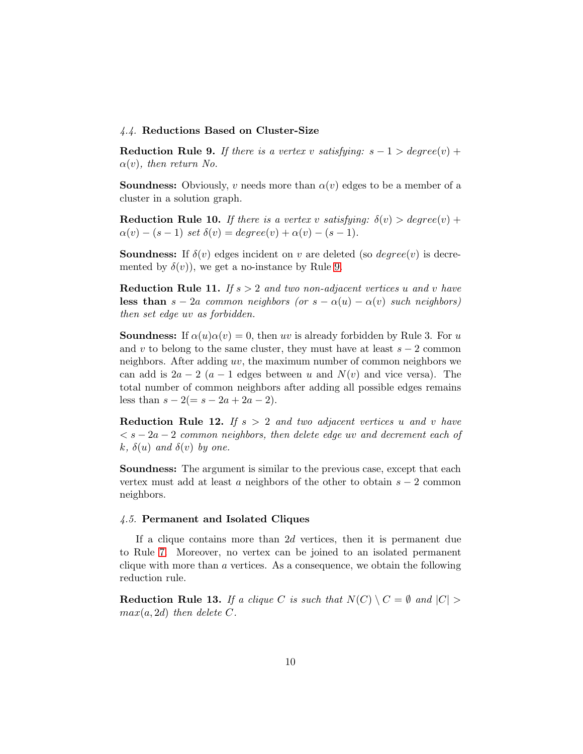### 4.4. Reductions Based on Cluster-Size

**Reduction Rule 9.** *If there is a vertex $v$ satisfying: $s - 1 > degree(v) + \alpha(v)$, then return No.*

**Soundness:** Obviously, $v$ needs more than $\alpha(v)$ edges to be a member of a cluster in a solution graph.

**Reduction Rule 10.** *If there is a vertex $v$ satisfying: $\delta(v) > degree(v) + \alpha(v) - (s - 1)$ set $\delta(v) = degree(v) + \alpha(v) - (s - 1)$.*

**Soundness:** If $\delta(v)$ edges incident on $v$ are deleted (so $degree(v)$ is decremented by $\delta(v)$), we get a no-instance by Rule 9.

**Reduction Rule 11.** *If $s > 2$ and two non-adjacent vertices $u$ and $v$ have* **less than** *$s - 2a$ common neighbors (or $s - \alpha(u) - \alpha(v)$ such neighbors) then set edge $uv$ as forbidden.*

**Soundness:** If $\alpha(u)\alpha(v) = 0$, then $uv$ is already forbidden by Rule 3. For $u$ and $v$ to belong to the same cluster, they must have at least $s - 2$ common neighbors. After adding $uv$, the maximum number of common neighbors we can add is $2a - 2$ ($a - 1$ edges between $u$ and $N(v)$ and vice versa). The total number of common neighbors after adding all possible edges remains less than $s - 2(= s - 2a + 2a - 2)$.

**Reduction Rule 12.** *If $s > 2$ and two adjacent vertices $u$ and $v$ have $< s - 2a - 2$ common neighbors, then delete edge $uv$ and decrement each of $k$, $\delta(u)$ and $\delta(v)$ by one.*

**Soundness:** The argument is similar to the previous case, except that each vertex must add at least $a$ neighbors of the other to obtain $s - 2$ common neighbors.

### 4.5. Permanent and Isolated Cliques

If a clique contains more than $2d$ vertices, then it is permanent due to Rule 7. Moreover, no vertex can be joined to an isolated permanent clique with more than $a$ vertices. As a consequence, we obtain the following reduction rule.

**Reduction Rule 13.** *If a clique $C$ is such that $N(C) \setminus C = \emptyset$ and $|C| > max(a, 2d)$ then delete $C$.*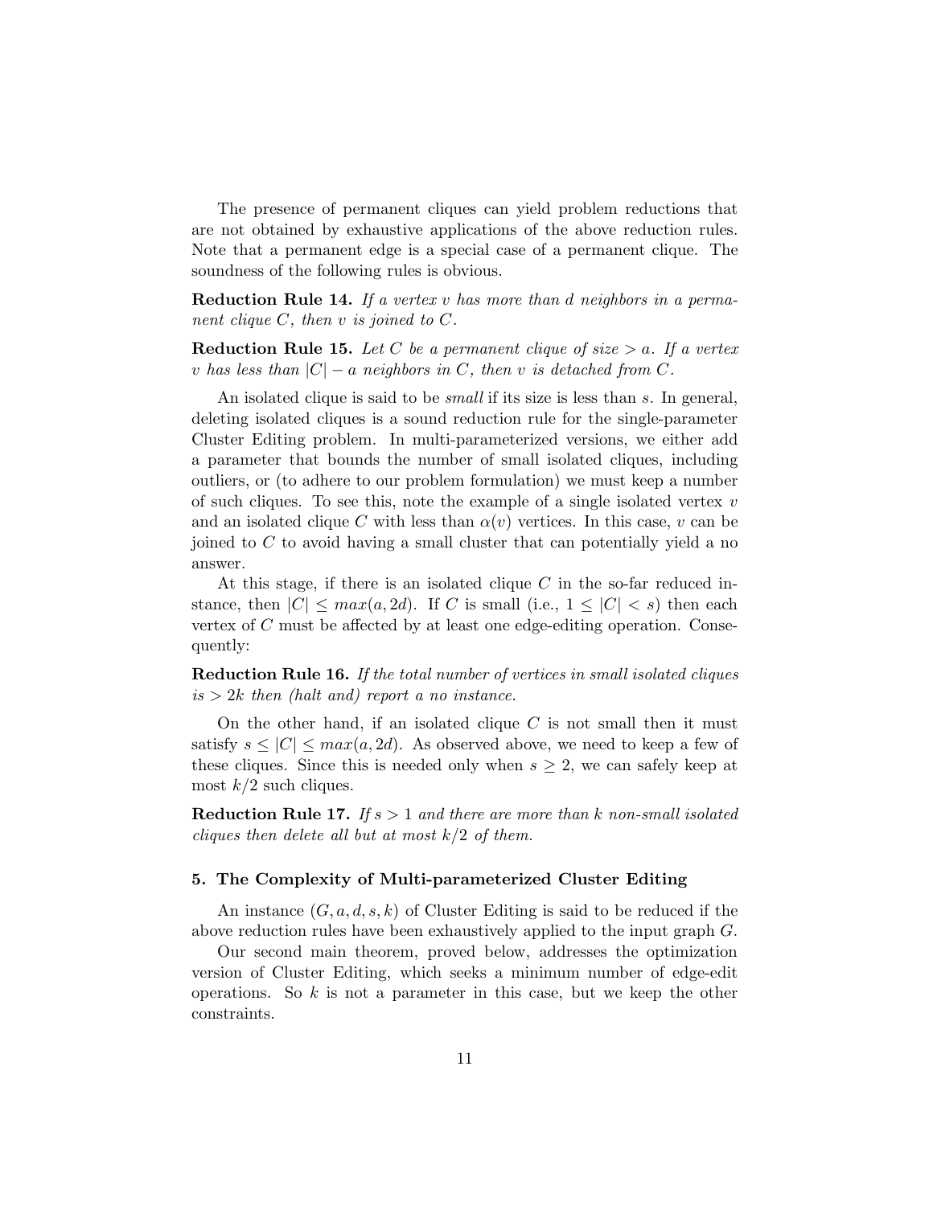The presence of permanent cliques can yield problem reductions that are not obtained by exhaustive applications of the above reduction rules. Note that a permanent edge is a special case of a permanent clique. The soundness of the following rules is obvious.

**Reduction Rule 14.** *If a vertex $v$ has more than $d$ neighbors in a permanent clique $C$, then $v$ is joined to $C$.*

**Reduction Rule 15.** *Let $C$ be a permanent clique of size $> a$. If a vertex $v$ has less than $|C| - a$ neighbors in $C$, then $v$ is detached from $C$.*

An isolated clique is said to be *small* if its size is less than $s$. In general, deleting isolated cliques is a sound reduction rule for the single-parameter Cluster Editing problem. In multi-parameterized versions, we either add a parameter that bounds the number of small isolated cliques, including outliers, or (to adhere to our problem formulation) we must keep a number of such cliques. To see this, note the example of a single isolated vertex $v$ and an isolated clique $C$ with less than $\alpha(v)$ vertices. In this case, $v$ can be joined to $C$ to avoid having a small cluster that can potentially yield a no answer.

At this stage, if there is an isolated clique $C$ in the so-far reduced instance, then $|C| \leq max(a, 2d)$. If $C$ is small (i.e., $1 \leq |C| < s$) then each vertex of $C$ must be affected by at least one edge-editing operation. Consequently:

**Reduction Rule 16.** *If the total number of vertices in small isolated cliques is $> 2k$ then (halt and) report a no instance.*

On the other hand, if an isolated clique $C$ is not small then it must satisfy $s \leq |C| \leq max(a, 2d)$. As observed above, we need to keep a few of these cliques. Since this is needed only when $s \geq 2$, we can safely keep at most $k/2$ such cliques.

**Reduction Rule 17.** *If $s > 1$ and there are more than $k$ non-small isolated cliques then delete all but at most $k/2$ of them.*

## 5. The Complexity of Multi-parameterized Cluster Editing

An instance $(G, a, d, s, k)$ of Cluster Editing is said to be reduced if the above reduction rules have been exhaustively applied to the input graph $G$.

Our second main theorem, proved below, addresses the optimization version of Cluster Editing, which seeks a minimum number of edge-edit operations. So $k$ is not a parameter in this case, but we keep the other constraints.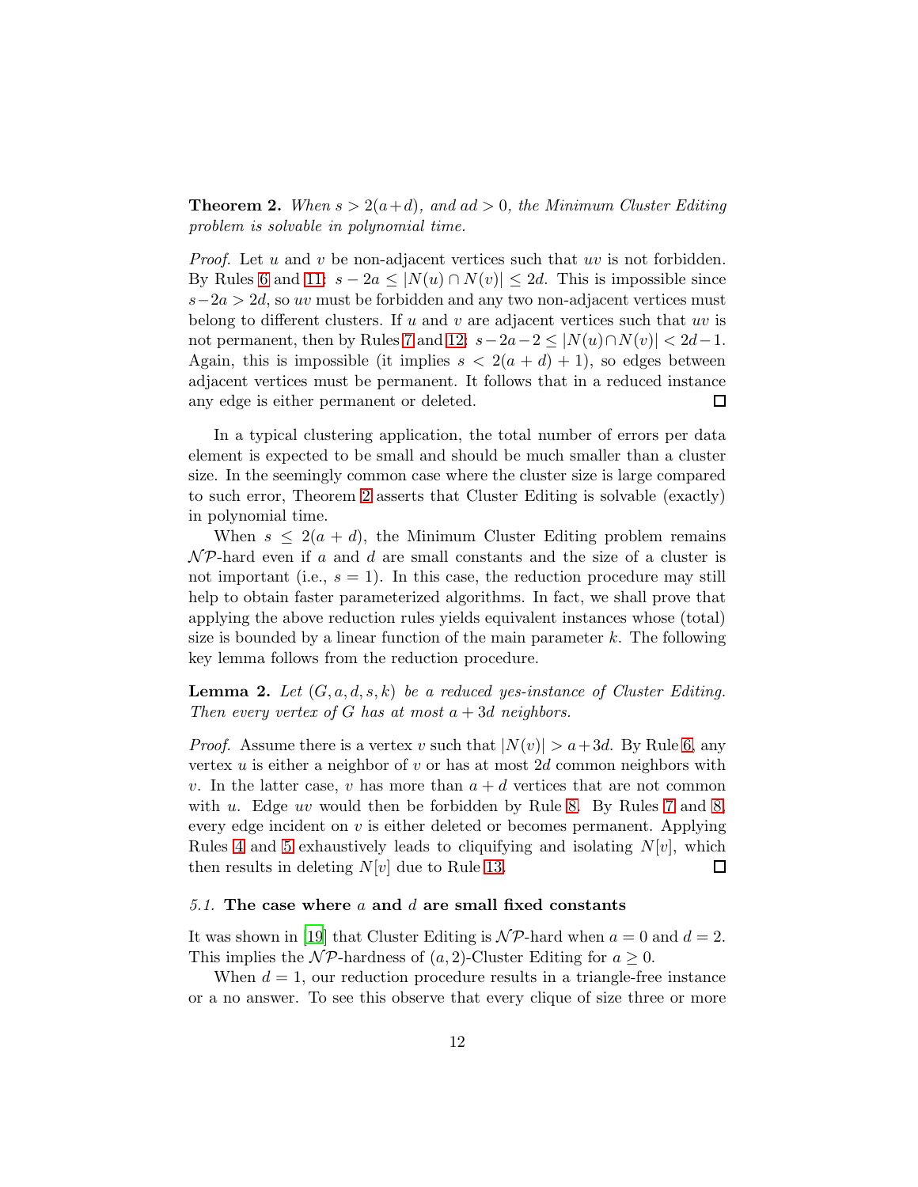**Theorem 2.** *When $s > 2(a+d)$, and $ad > 0$, the Minimum Cluster Editing problem is solvable in polynomial time.*

*Proof.* Let $u$ and $v$ be non-adjacent vertices such that $uv$ is not forbidden. By Rules 6 and 11: $s - 2a \leq |N(u) \cap N(v)| \leq 2d$. This is impossible since $s - 2a > 2d$, so $uv$ must be forbidden and any two non-adjacent vertices must belong to different clusters. If $u$ and $v$ are adjacent vertices such that $uv$ is not permanent, then by Rules 7 and 12: $s - 2a - 2 \leq |N(u) \cap N(v)| < 2d - 1$. Again, this is impossible (it implies $s < 2(a+d)+1$), so edges between adjacent vertices must be permanent. It follows that in a reduced instance any edge is either permanent or deleted. □

In a typical clustering application, the total number of errors per data element is expected to be small and should be much smaller than a cluster size. In the seemingly common case where the cluster size is large compared to such error, Theorem 2 asserts that Cluster Editing is solvable (exactly) in polynomial time.

When $s \leq 2(a+d)$, the Minimum Cluster Editing problem remains $\mathcal{NP}$-hard even if $a$ and $d$ are small constants and the size of a cluster is not important (i.e., $s = 1$). In this case, the reduction procedure may still help to obtain faster parameterized algorithms. In fact, we shall prove that applying the above reduction rules yields equivalent instances whose (total) size is bounded by a linear function of the main parameter $k$. The following key lemma follows from the reduction procedure.

**Lemma 2.** *Let $(G, a, d, s, k)$ be a reduced yes-instance of Cluster Editing. Then every vertex of $G$ has at most $a + 3d$ neighbors.*

*Proof.* Assume there is a vertex $v$ such that $|N(v)| > a + 3d$. By Rule 6, any vertex $u$ is either a neighbor of $v$ or has at most $2d$ common neighbors with $v$. In the latter case, $v$ has more than $a + d$ vertices that are not common with $u$. Edge $uv$ would then be forbidden by Rule 8. By Rules 7 and 8, every edge incident on $v$ is either deleted or becomes permanent. Applying Rules 4 and 5 exhaustively leads to cliquifying and isolating $N[v]$, which then results in deleting $N[v]$ due to Rule 13. □

### 5.1. The case where $a$ and $d$ are small fixed constants

It was shown in [19] that Cluster Editing is $\mathcal{NP}$-hard when $a = 0$ and $d = 2$. This implies the $\mathcal{NP}$-hardness of $(a, 2)$-Cluster Editing for $a \geq 0$.

When $d = 1$, our reduction procedure results in a triangle-free instance or a no answer. To see this observe that every clique of size three or more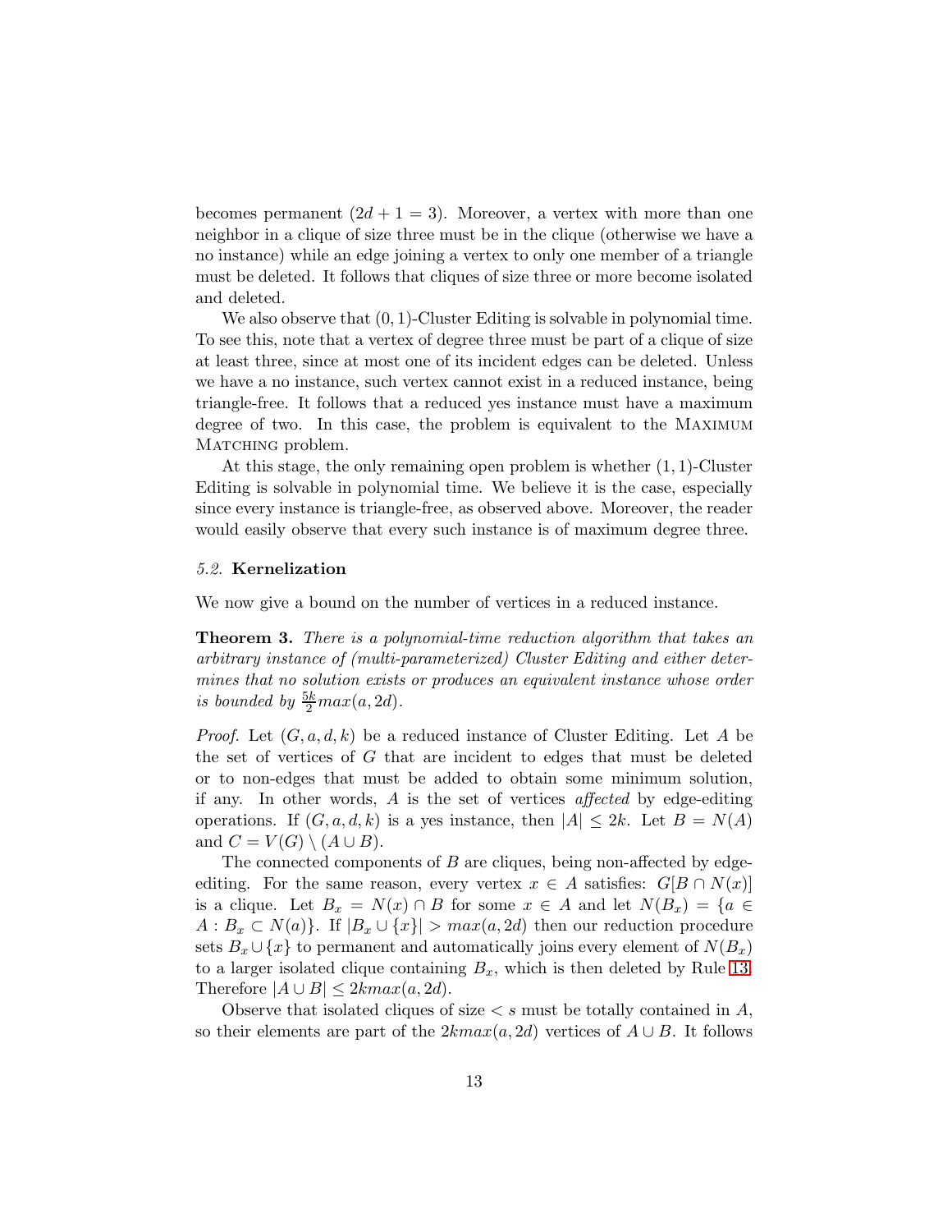becomes permanent ($2d + 1 = 3$). Moreover, a vertex with more than one neighbor in a clique of size three must be in the clique (otherwise we have a no instance) while an edge joining a vertex to only one member of a triangle must be deleted. It follows that cliques of size three or more become isolated and deleted.

We also observe that $(0, 1)$-Cluster Editing is solvable in polynomial time. To see this, note that a vertex of degree three must be part of a clique of size at least three, since at most one of its incident edges can be deleted. Unless we have a no instance, such vertex cannot exist in a reduced instance, being triangle-free. It follows that a reduced yes instance must have a maximum degree of two. In this case, the problem is equivalent to the Maximum Matching problem.

At this stage, the only remaining open problem is whether $(1, 1)$-Cluster Editing is solvable in polynomial time. We believe it is the case, especially since every instance is triangle-free, as observed above. Moreover, the reader would easily observe that every such instance is of maximum degree three.

### *5.2.* Kernelization

We now give a bound on the number of vertices in a reduced instance.

**Theorem 3.** *There is a polynomial-time reduction algorithm that takes an arbitrary instance of (multi-parameterized) Cluster Editing and either determines that no solution exists or produces an equivalent instance whose order is bounded by* $\frac{5k}{2}max(a, 2d)$.

*Proof.* Let $(G, a, d, k)$ be a reduced instance of Cluster Editing. Let $A$ be the set of vertices of $G$ that are incident to edges that must be deleted or to non-edges that must be added to obtain some minimum solution, if any. In other words, $A$ is the set of vertices *affected* by edge-editing operations. If $(G, a, d, k)$ is a yes instance, then $|A| \leq 2k$. Let $B = N(A)$ and $C = V(G) \setminus (A \cup B)$.

The connected components of $B$ are cliques, being non-affected by edge-editing. For the same reason, every vertex $x \in A$ satisfies: $G[B \cap N(x)]$ is a clique. Let $B_x = N(x) \cap B$ for some $x \in A$ and let $N(B_x) = \{a \in A : B_x \subset N(a)\}$. If $|B_x \cup \{x\}| > max(a, 2d)$ then our reduction procedure sets $B_x \cup \{x\}$ to permanent and automatically joins every element of $N(B_x)$ to a larger isolated clique containing $B_x$, which is then deleted by Rule 13. Therefore $|A \cup B| \leq 2kmax(a, 2d)$.

Observe that isolated cliques of size $< s$ must be totally contained in $A$, so their elements are part of the $2kmax(a, 2d)$ vertices of $A \cup B$. It follows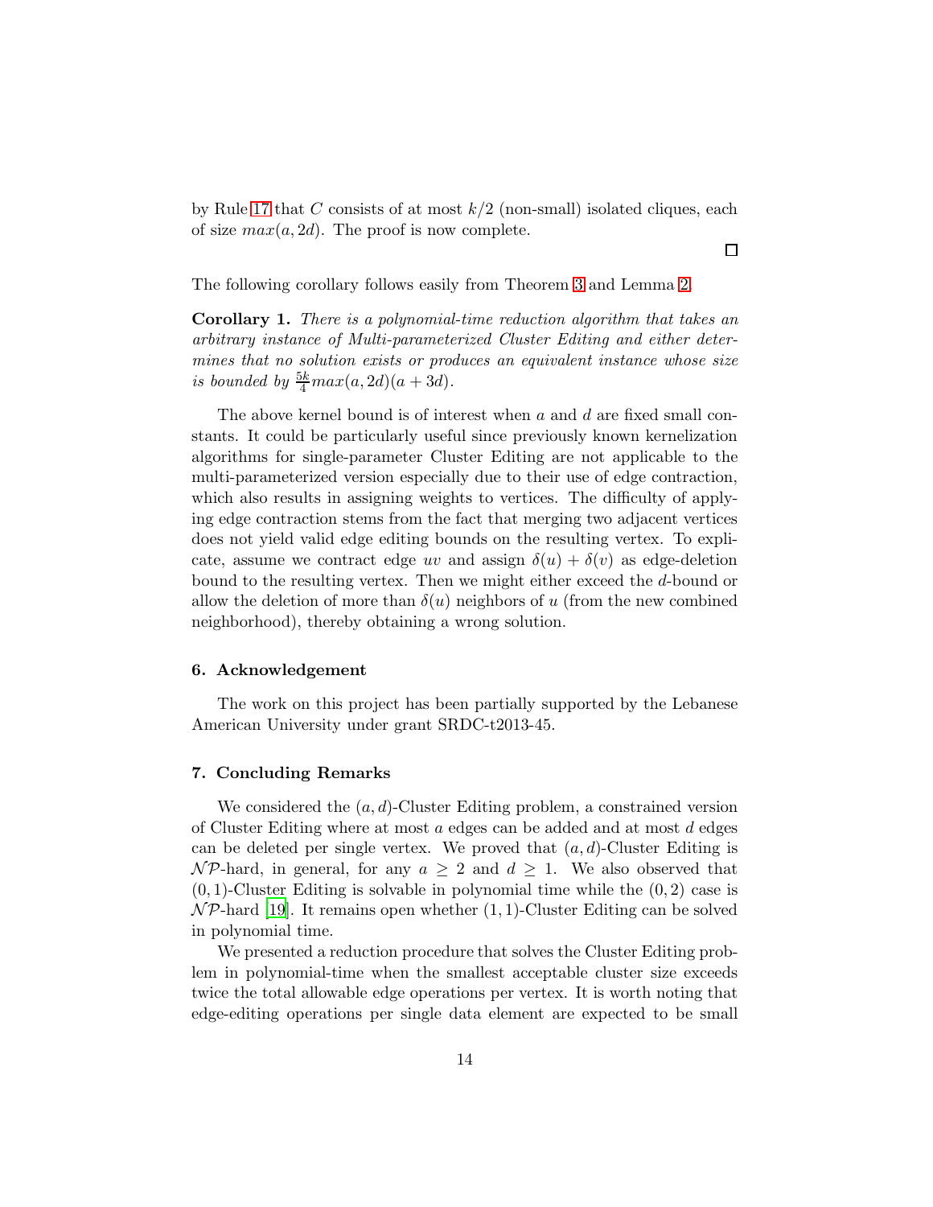by Rule 17 that $C$ consists of at most $k/2$ (non-small) isolated cliques, each of size $max(a, 2d)$. The proof is now complete.

□

The following corollary follows easily from Theorem 3 and Lemma 2.

**Corollary 1.** *There is a polynomial-time reduction algorithm that takes an arbitrary instance of Multi-parameterized Cluster Editing and either determines that no solution exists or produces an equivalent instance whose size is bounded by* $\frac{5k}{4}max(a, 2d)(a + 3d)$.

The above kernel bound is of interest when $a$ and $d$ are fixed small constants. It could be particularly useful since previously known kernelization algorithms for single-parameter Cluster Editing are not applicable to the multi-parameterized version especially due to their use of edge contraction, which also results in assigning weights to vertices. The difficulty of applying edge contraction stems from the fact that merging two adjacent vertices does not yield valid edge editing bounds on the resulting vertex. To explicate, assume we contract edge $uv$ and assign $\delta(u) + \delta(v)$ as edge-deletion bound to the resulting vertex. Then we might either exceed the $d$-bound or allow the deletion of more than $\delta(u)$ neighbors of $u$ (from the new combined neighborhood), thereby obtaining a wrong solution.

## 6. Acknowledgement

The work on this project has been partially supported by the Lebanese American University under grant SRDC-t2013-45.

## 7. Concluding Remarks

We considered the $(a, d)$-Cluster Editing problem, a constrained version of Cluster Editing where at most $a$ edges can be added and at most $d$ edges can be deleted per single vertex. We proved that $(a, d)$-Cluster Editing is $\mathcal{NP}$-hard, in general, for any $a \geq 2$ and $d \geq 1$. We also observed that $(0, 1)$-Cluster Editing is solvable in polynomial time while the $(0, 2)$ case is $\mathcal{NP}$-hard [19]. It remains open whether $(1, 1)$-Cluster Editing can be solved in polynomial time.

We presented a reduction procedure that solves the Cluster Editing problem in polynomial-time when the smallest acceptable cluster size exceeds twice the total allowable edge operations per vertex. It is worth noting that edge-editing operations per single data element are expected to be small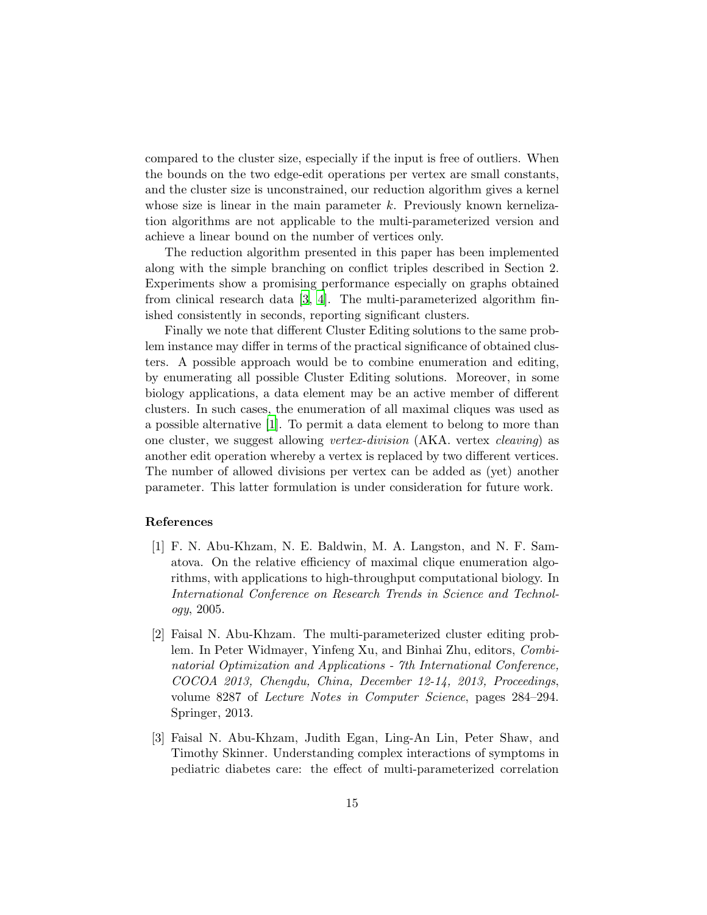compared to the cluster size, especially if the input is free of outliers. When the bounds on the two edge-edit operations per vertex are small constants, and the cluster size is unconstrained, our reduction algorithm gives a kernel whose size is linear in the main parameter $k$. Previously known kernelization algorithms are not applicable to the multi-parameterized version and achieve a linear bound on the number of vertices only.

The reduction algorithm presented in this paper has been implemented along with the simple branching on conflict triples described in Section 2. Experiments show a promising performance especially on graphs obtained from clinical research data [3, 4]. The multi-parameterized algorithm finished consistently in seconds, reporting significant clusters.

Finally we note that different Cluster Editing solutions to the same problem instance may differ in terms of the practical significance of obtained clusters. A possible approach would be to combine enumeration and editing, by enumerating all possible Cluster Editing solutions. Moreover, in some biology applications, a data element may be an active member of different clusters. In such cases, the enumeration of all maximal cliques was used as a possible alternative [1]. To permit a data element to belong to more than one cluster, we suggest allowing *vertex-division* (AKA. vertex *cleaving*) as another edit operation whereby a vertex is replaced by two different vertices. The number of allowed divisions per vertex can be added as (yet) another parameter. This latter formulation is under consideration for future work.

## References

[1] F. N. Abu-Khzam, N. E. Baldwin, M. A. Langston, and N. F. Samatova. On the relative efficiency of maximal clique enumeration algorithms, with applications to high-throughput computational biology. In *International Conference on Research Trends in Science and Technology*, 2005.

[2] Faisal N. Abu-Khzam. The multi-parameterized cluster editing problem. In Peter Widmayer, Yinfeng Xu, and Binhai Zhu, editors, *Combinatorial Optimization and Applications - 7th International Conference, COCOA 2013, Chengdu, China, December 12-14, 2013, Proceedings*, volume 8287 of *Lecture Notes in Computer Science*, pages 284–294. Springer, 2013.

[3] Faisal N. Abu-Khzam, Judith Egan, Ling-An Lin, Peter Shaw, and Timothy Skinner. Understanding complex interactions of symptoms in pediatric diabetes care: the effect of multi-parameterized correlation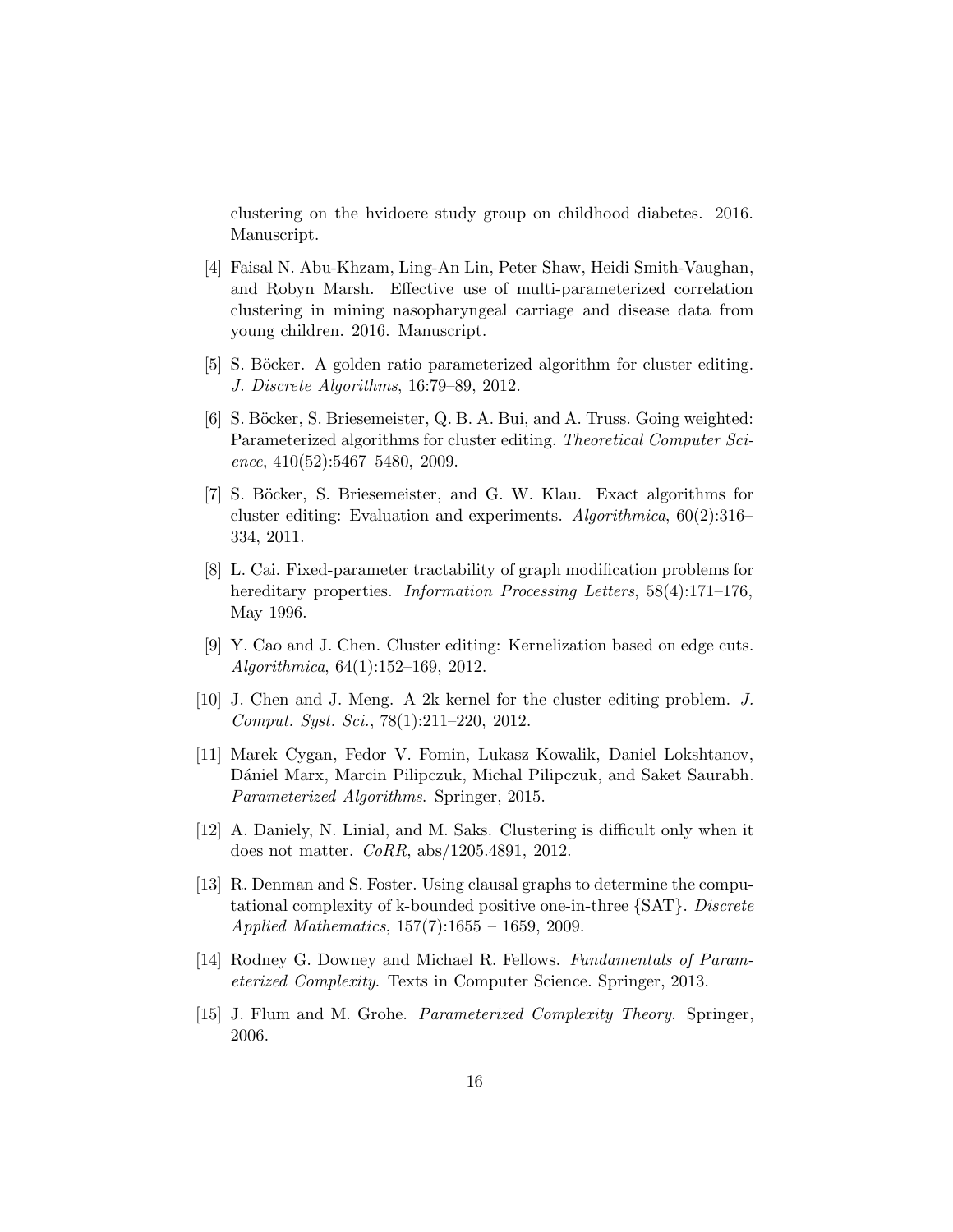clustering on the hvidoere study group on childhood diabetes. 2016. Manuscript.

[4] Faisal N. Abu-Khzam, Ling-An Lin, Peter Shaw, Heidi Smith-Vaughan, and Robyn Marsh. Effective use of multi-parameterized correlation clustering in mining nasopharyngeal carriage and disease data from young children. 2016. Manuscript.

[5] S. Böcker. A golden ratio parameterized algorithm for cluster editing. *J. Discrete Algorithms*, 16:79–89, 2012.

[6] S. Böcker, S. Briesemeister, Q. B. A. Bui, and A. Truss. Going weighted: Parameterized algorithms for cluster editing. *Theoretical Computer Science*, 410(52):5467–5480, 2009.

[7] S. Böcker, S. Briesemeister, and G. W. Klau. Exact algorithms for cluster editing: Evaluation and experiments. *Algorithmica*, 60(2):316–334, 2011.

[8] L. Cai. Fixed-parameter tractability of graph modification problems for hereditary properties. *Information Processing Letters*, 58(4):171–176, May 1996.

[9] Y. Cao and J. Chen. Cluster editing: Kernelization based on edge cuts. *Algorithmica*, 64(1):152–169, 2012.

[10] J. Chen and J. Meng. A 2k kernel for the cluster editing problem. *J. Comput. Syst. Sci.*, 78(1):211–220, 2012.

[11] Marek Cygan, Fedor V. Fomin, Lukasz Kowalik, Daniel Lokshtanov, Dániel Marx, Marcin Pilipczuk, Michal Pilipczuk, and Saket Saurabh. *Parameterized Algorithms*. Springer, 2015.

[12] A. Daniely, N. Linial, and M. Saks. Clustering is difficult only when it does not matter. *CoRR*, abs/1205.4891, 2012.

[13] R. Denman and S. Foster. Using clausal graphs to determine the computational complexity of k-bounded positive one-in-three {SAT}. *Discrete Applied Mathematics*, 157(7):1655 – 1659, 2009.

[14] Rodney G. Downey and Michael R. Fellows. *Fundamentals of Parameterized Complexity*. Texts in Computer Science. Springer, 2013.

[15] J. Flum and M. Grohe. *Parameterized Complexity Theory*. Springer, 2006.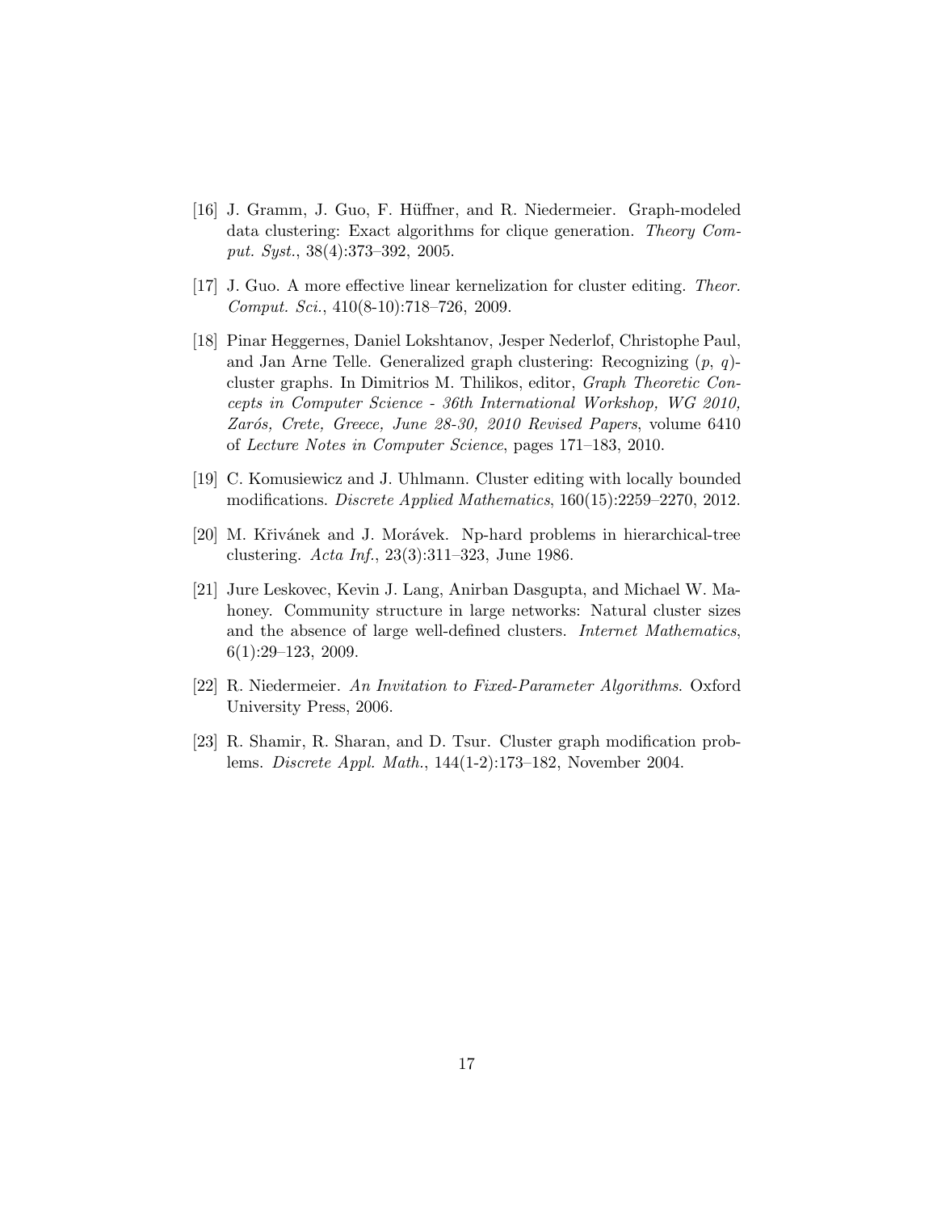[16] J. Gramm, J. Guo, F. Hüffner, and R. Niedermeier. Graph-modeled data clustering: Exact algorithms for clique generation. *Theory Comput. Syst.*, 38(4):373–392, 2005.

[17] J. Guo. A more effective linear kernelization for cluster editing. *Theor. Comput. Sci.*, 410(8-10):718–726, 2009.

[18] Pinar Heggernes, Daniel Lokshtanov, Jesper Nederlof, Christophe Paul, and Jan Arne Telle. Generalized graph clustering: Recognizing $(p, q)$-cluster graphs. In Dimitrios M. Thilikos, editor, *Graph Theoretic Concepts in Computer Science - 36th International Workshop, WG 2010, Zarós, Crete, Greece, June 28-30, 2010 Revised Papers*, volume 6410 of *Lecture Notes in Computer Science*, pages 171–183, 2010.

[19] C. Komusiewicz and J. Uhlmann. Cluster editing with locally bounded modifications. *Discrete Applied Mathematics*, 160(15):2259–2270, 2012.

[20] M. Křivánek and J. Morávek. Np-hard problems in hierarchical-tree clustering. *Acta Inf.*, 23(3):311–323, June 1986.

[21] Jure Leskovec, Kevin J. Lang, Anirban Dasgupta, and Michael W. Mahoney. Community structure in large networks: Natural cluster sizes and the absence of large well-defined clusters. *Internet Mathematics*, 6(1):29–123, 2009.

[22] R. Niedermeier. *An Invitation to Fixed-Parameter Algorithms*. Oxford University Press, 2006.

[23] R. Shamir, R. Sharan, and D. Tsur. Cluster graph modification problems. *Discrete Appl. Math.*, 144(1-2):173–182, November 2004.